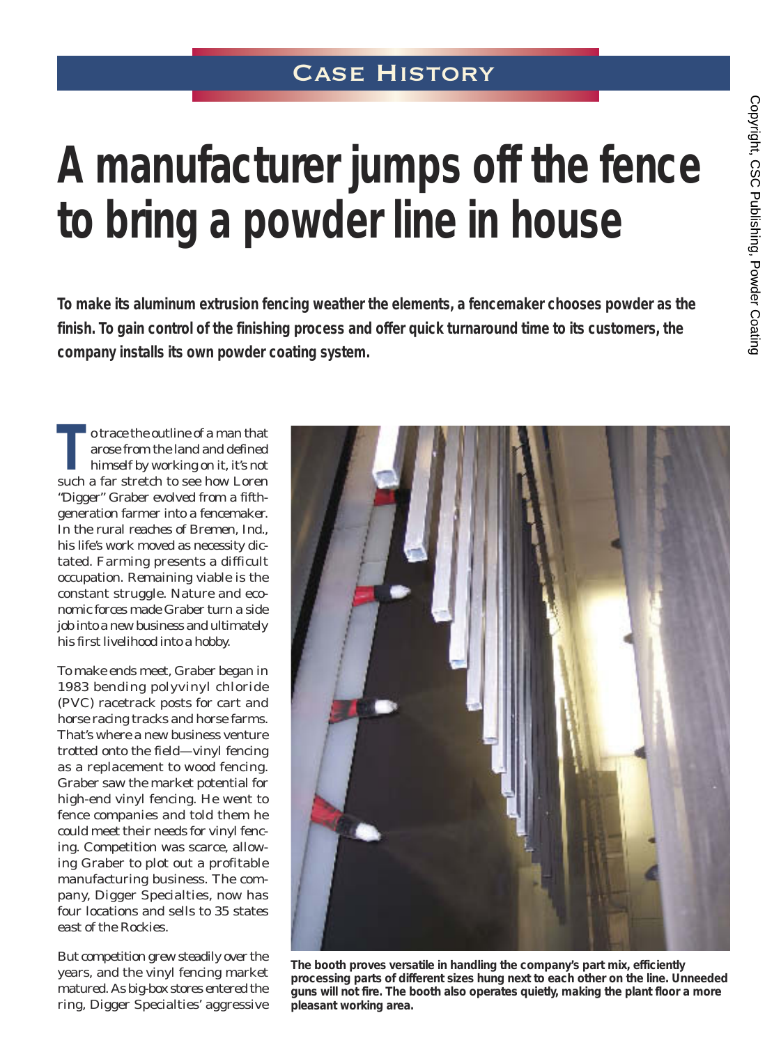CASE HISTORY

# A manufacturer jumps off the fence to bring a powder line in house

**To make its aluminum extrusion fencing weather the elements, a fencemaker chooses powder as the finish. To gain control of the finishing process and offer quick turnaround time to its customers, the company installs its own powder coating system.**

To trace the outline of a man that arose from the land and defined himself by working on it, it's not such a far stretch to see how Loren "Digger" Graber evolved from a fifth-generation farmer into a fencemaker. In the rural reaches of Bremen, Ind., his life's work moved as necessity dictated. Farming presents a difficult occupation. Remaining viable is the constant struggle. Nature and economic forces made Graber turn a side job into a new business and ultimately his first livelihood into a hobby.

To make ends meet, Graber began in 1983 bending polyvinyl chloride (PVC) racetrack posts for cart and horse racing tracks and horse farms. That's where a new business venture trotted onto the field—vinyl fencing as a replacement to wood fencing. Graber saw the market potential for high-end vinyl fencing. He went to fence companies and told them he could meet their needs for vinyl fencing. Competition was scarce, allowing Graber to plot out a profitable manufacturing business. The company, Digger Specialties, now has four locations and sells to 35 states east of the Rockies.

But competition grew steadily over the years, and the vinyl fencing market matured. As big-box stores entered the ring, Digger Specialties' aggressive

The booth proves versatile in handling the company's part mix, efficiently processing parts of different sizes hung next to each other on the line. Unneeded guns will not fire. The booth also operates quietly, making the plant floor a more pleasant working area.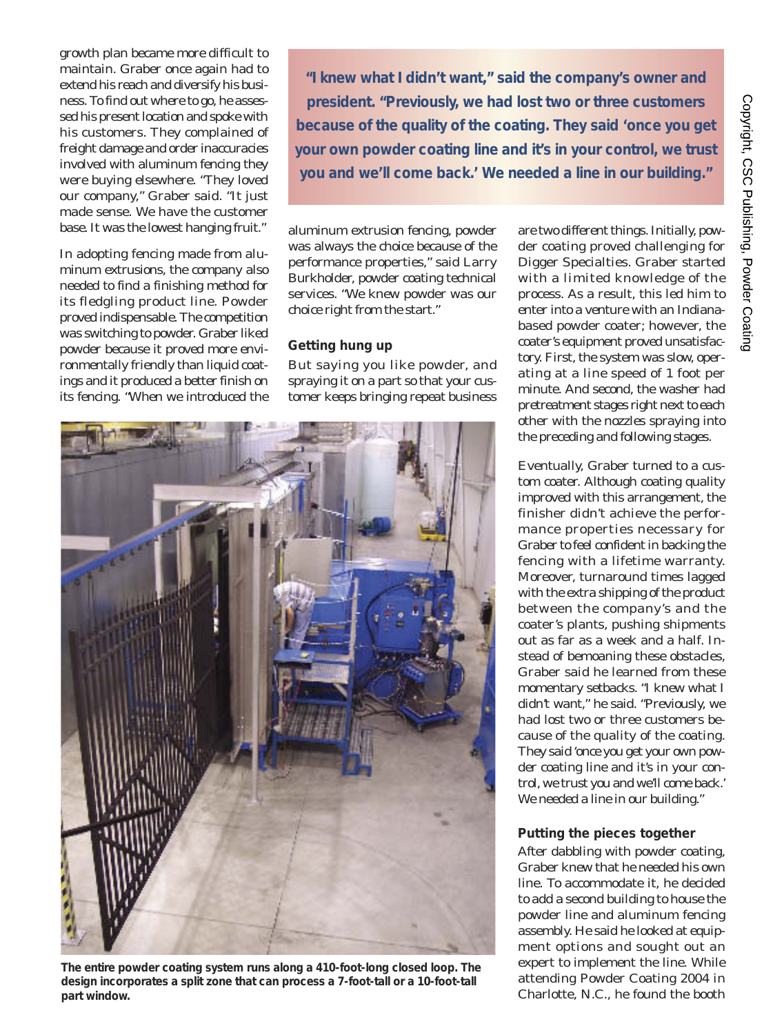growth plan became more difficult to maintain. Graber once again had to extend his reach and diversify his business. To find out where to go, he assessed his present location and spoke with his customers. They complained of freight damage and order inaccuracies involved with aluminum fencing they were buying elsewhere. "They loved our company," Graber said. "It just made sense. We have the customer base. It was the lowest hanging fruit."

In adopting fencing made from aluminum extrusions, the company also needed to find a finishing method for its fledgling product line. Powder proved indispensable. The competition was switching to powder. Graber liked powder because it proved more environmentally friendly than liquid coatings and it produced a better finish on its fencing. "When we introduced the aluminum extrusion fencing, powder was always the choice because of the performance properties," said Larry Burkholder, powder coating technical services. "We knew powder was our choice right from the start."

**"I knew what I didn't want," said the company's owner and president. "Previously, we had lost two or three customers because of the quality of the coating. They said 'once you get your own powder coating line and it's in your control, we trust you and we'll come back.' We needed a line in our building."**

## Getting hung up

But saying you like powder, and spraying it on a part so that your customer keeps bringing repeat business are two different things. Initially, powder coating proved challenging for Digger Specialties. Graber started with a limited knowledge of the process. As a result, this led him to enter into a venture with an Indiana-based powder coater; however, the coater's equipment proved unsatisfactory. First, the system was slow, operating at a line speed of 1 foot per minute. And second, the washer had pretreatment stages right next to each other with the nozzles spraying into the preceding and following stages.

Eventually, Graber turned to a custom coater. Although coating quality improved with this arrangement, the finisher didn't achieve the performance properties necessary for Graber to feel confident in backing the fencing with a lifetime warranty. Moreover, turnaround times lagged with the extra shipping of the product between the company's and the coater's plants, pushing shipments out as far as a week and a half. Instead of bemoaning these obstacles, Graber said he learned from these momentary setbacks. "I knew what I didn't want," he said. "Previously, we had lost two or three customers because of the quality of the coating. They said 'once you get your own powder coating line and it's in your control, we trust you and we'll come back.' We needed a line in our building."

**The entire powder coating system runs along a 410-foot-long closed loop. The design incorporates a split zone that can process a 7-foot-tall or a 10-foot-tall part window.**

## Putting the pieces together

After dabbling with powder coating, Graber knew that he needed his own line. To accommodate it, he decided to add a second building to house the powder line and aluminum fencing assembly. He said he looked at equipment options and sought out an expert to implement the line. While attending Powder Coating 2004 in Charlotte, N.C., he found the booth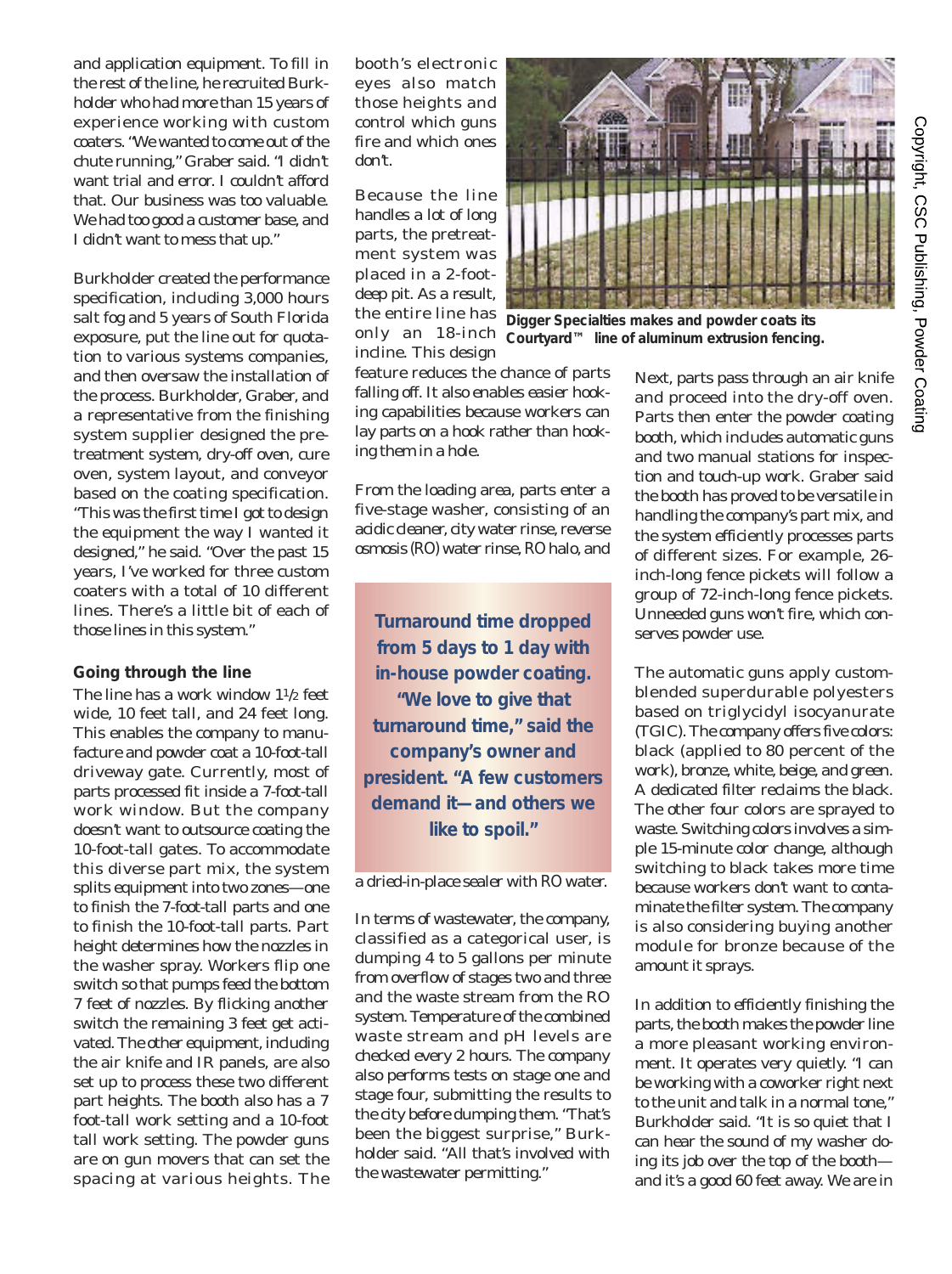and application equipment. To fill in the rest of the line, he recruited Burkholder who had more than 15 years of experience working with custom coaters. "We wanted to come out of the chute running," Graber said. "I didn't want trial and error. I couldn't afford that. Our business was too valuable. We had too good a customer base, and I didn't want to mess that up."

Burkholder created the performance specification, including 3,000 hours salt fog and 5 years of South Florida exposure, put the line out for quotation to various systems companies, and then oversaw the installation of the process. Burkholder, Graber, and a representative from the finishing system supplier designed the pretreatment system, dry-off oven, cure oven, system layout, and conveyor based on the coating specification. "This was the first time I got to design the equipment the way I wanted it designed," he said. "Over the past 15 years, I've worked for three custom coaters with a total of 10 different lines. There's a little bit of each of those lines in this system."

### Going through the line

The line has a work window 1½ feet wide, 10 feet tall, and 24 feet long. This enables the company to manufacture and powder coat a 10-foot-tall driveway gate. Currently, most of parts processed fit inside a 7-foot-tall work window. But the company doesn't want to outsource coating the 10-foot-tall gates. To accommodate this diverse part mix, the system splits equipment into two zones—one to finish the 7-foot-tall parts and one to finish the 10-foot-tall parts. Part height determines how the nozzles in the washer spray. Workers flip one switch so that pumps feed the bottom 7 feet of nozzles. By flicking another switch the remaining 3 feet get activated. The other equipment, including the air knife and IR panels, are also set up to process these two different part heights. The booth also has a 7 foot-tall work setting and a 10-foot tall work setting. The powder guns are on gun movers that can set the spacing at various heights. The booth's electronic eyes also match those heights and control which guns fire and which ones don't.

Because the line handles a lot of long parts, the pretreatment system was placed in a 2-foot-deep pit. As a result, the entire line has only an 18-inch incline. This design feature reduces the chance of parts falling off. It also enables easier hooking capabilities because workers can lay parts on a hook rather than hooking them in a hole.

**Digger Specialties makes and powder coats its Courtyard™ line of aluminum extrusion fencing.**

From the loading area, parts enter a five-stage washer, consisting of an acidic cleaner, city water rinse, reverse osmosis (RO) water rinse, RO halo, and a dried-in-place sealer with RO water.

**Turnaround time dropped from 5 days to 1 day with in-house powder coating. "We love to give that turnaround time," said the company's owner and president. "A few customers demand it—and others we like to spoil."**

In terms of wastewater, the company, classified as a categorical user, is dumping 4 to 5 gallons per minute from overflow of stages two and three and the waste stream from the RO system. Temperature of the combined waste stream and pH levels are checked every 2 hours. The company also performs tests on stage one and stage four, submitting the results to the city before dumping them. "That's been the biggest surprise," Burkholder said. "All that's involved with the wastewater permitting."

Next, parts pass through an air knife and proceed into the dry-off oven. Parts then enter the powder coating booth, which includes automatic guns and two manual stations for inspection and touch-up work. Graber said the booth has proved to be versatile in handling the company's part mix, and the system efficiently processes parts of different sizes. For example, 26-inch-long fence pickets will follow a group of 72-inch-long fence pickets. Unneeded guns won't fire, which conserves powder use.

The automatic guns apply custom-blended superdurable polyesters based on triglycidyl isocyanurate (TGIC). The company offers five colors: black (applied to 80 percent of the work), bronze, white, beige, and green. A dedicated filter reclaims the black. The other four colors are sprayed to waste. Switching colors involves a simple 15-minute color change, although switching to black takes more time because workers don't want to contaminate the filter system. The company is also considering buying another module for bronze because of the amount it sprays.

In addition to efficiently finishing the parts, the booth makes the powder line a more pleasant working environment. It operates very quietly. "I can be working with a coworker right next to the unit and talk in a normal tone," Burkholder said. "It is so quiet that I can hear the sound of my washer doing its job over the top of the booth—and it's a good 60 feet away. We are in

Copyright, CSC Publishing, Powder Coating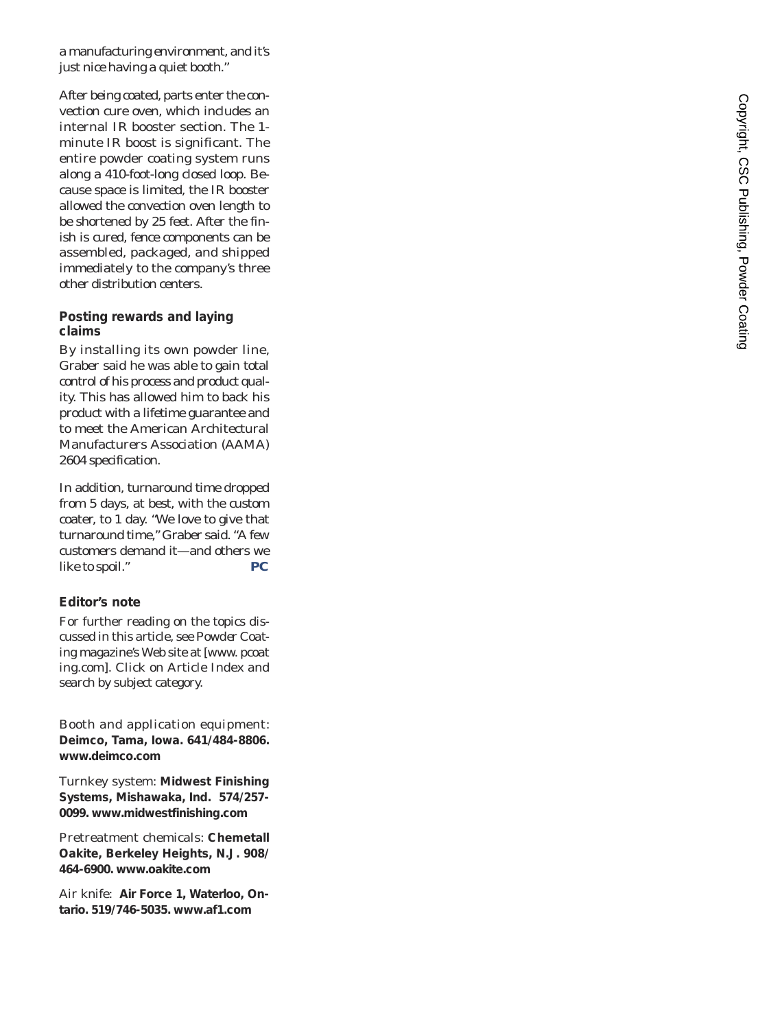a manufacturing environment, and it's just nice having a quiet booth."

After being coated, parts enter the convection cure oven, which includes an internal IR booster section. The 1-minute IR boost is significant. The entire powder coating system runs along a 410-foot-long closed loop. Because space is limited, the IR booster allowed the convection oven length to be shortened by 25 feet. After the finish is cured, fence components can be assembled, packaged, and shipped immediately to the company's three other distribution centers.

### Posting rewards and laying claims

By installing its own powder line, Graber said he was able to gain total control of his process and product quality. This has allowed him to back his product with a lifetime guarantee and to meet the American Architectural Manufacturers Association (AAMA) 2604 specification.

In addition, turnaround time dropped from 5 days, at best, with the custom coater, to 1 day. "We love to give that turnaround time," Graber said. "A few customers demand it—and others we like to spoil." **PC**

### Editor's note

For further reading on the topics discussed in this article, see *Powder Coating* magazine's Web site at [www. pcoat ing.com]. Click on Article Index and search by subject category.

Booth and application equipment: **Deimco, Tama, Iowa. 641/484-8806. www.deimco.com**

Turnkey system: **Midwest Finishing Systems, Mishawaka, Ind. 574/257-0099. www.midwestfinishing.com**

Pretreatment chemicals: **Chemetall Oakite, Berkeley Heights, N.J. 908/464-6900. www.oakite.com**

Air knife: **Air Force 1, Waterloo, Ontario. 519/746-5035. www.af1.com**

Copyright, CSC Publishing, Powder Coating